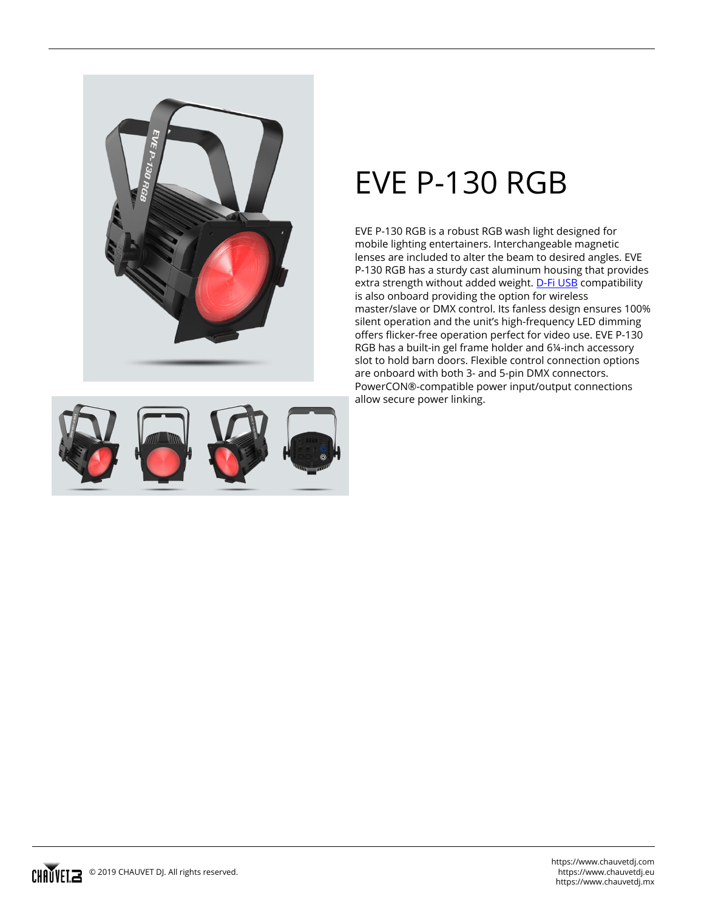# EVE P-130 RGB

EVE P-130 RGB is a robust RGB wash light designed for mobile lighting entertainers. Interchangeable magnetic lenses are included to alter the beam to desired angles. EVE P-130 RGB has a sturdy cast aluminum housing that provides extra strength without added weight. D-Fi USB compatibility is also onboard providing the option for wireless master/slave or DMX control. Its fanless design ensures 100% silent operation and the unit's high-frequency LED dimming offers flicker-free operation perfect for video use. EVE P-130 RGB has a built-in gel frame holder and 6¼-inch accessory slot to hold barn doors. Flexible control connection options are onboard with both 3- and 5-pin DMX connectors. PowerCON®-compatible power input/output connections allow secure power linking.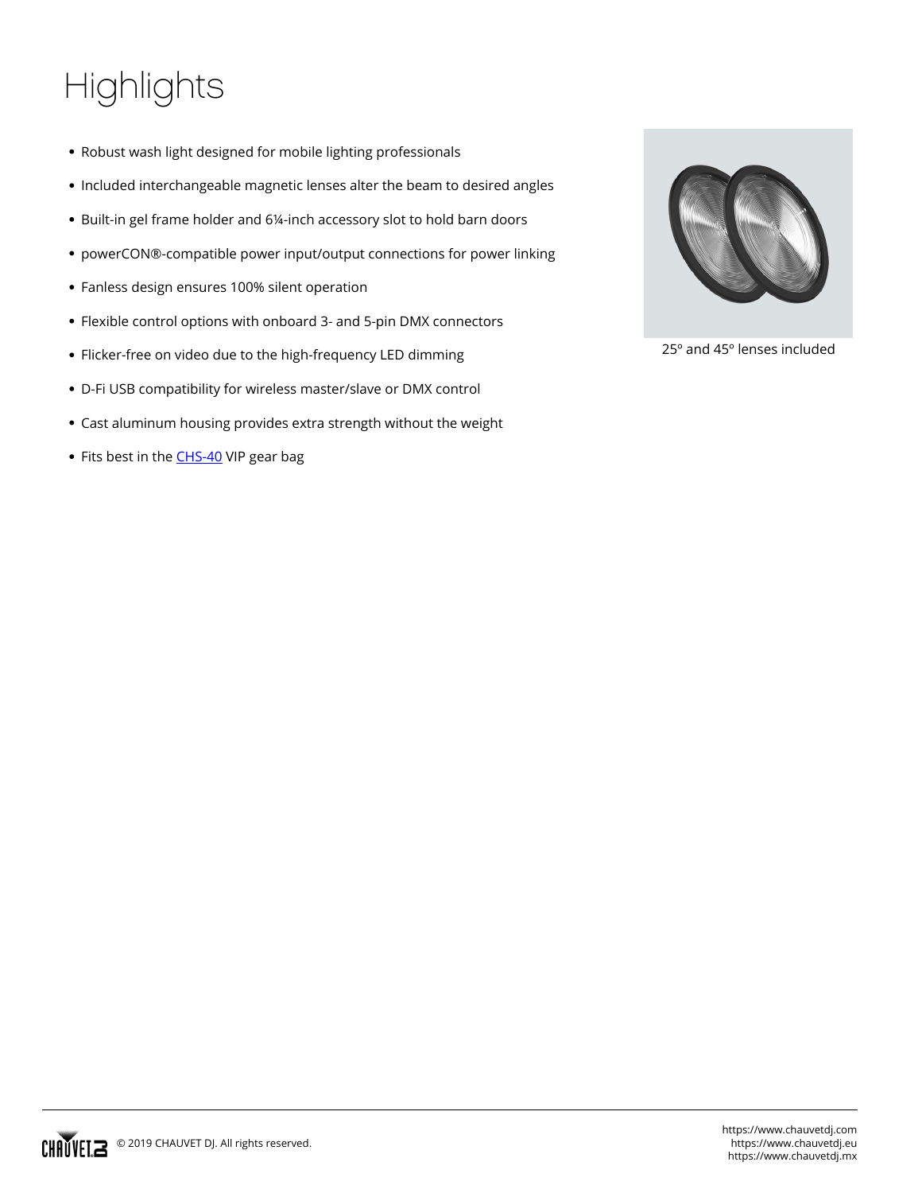# Highlights

- Robust wash light designed for mobile lighting professionals
- Included interchangeable magnetic lenses alter the beam to desired angles
- Built-in gel frame holder and 6¼-inch accessory slot to hold barn doors
- powerCON®-compatible power input/output connections for power linking
- Fanless design ensures 100% silent operation
- Flexible control options with onboard 3- and 5-pin DMX connectors
- Flicker-free on video due to the high-frequency LED dimming
- D-Fi USB compatibility for wireless master/slave or DMX control
- Cast aluminum housing provides extra strength without the weight
- Fits best in the CHS-40 VIP gear bag

25º and 45º lenses included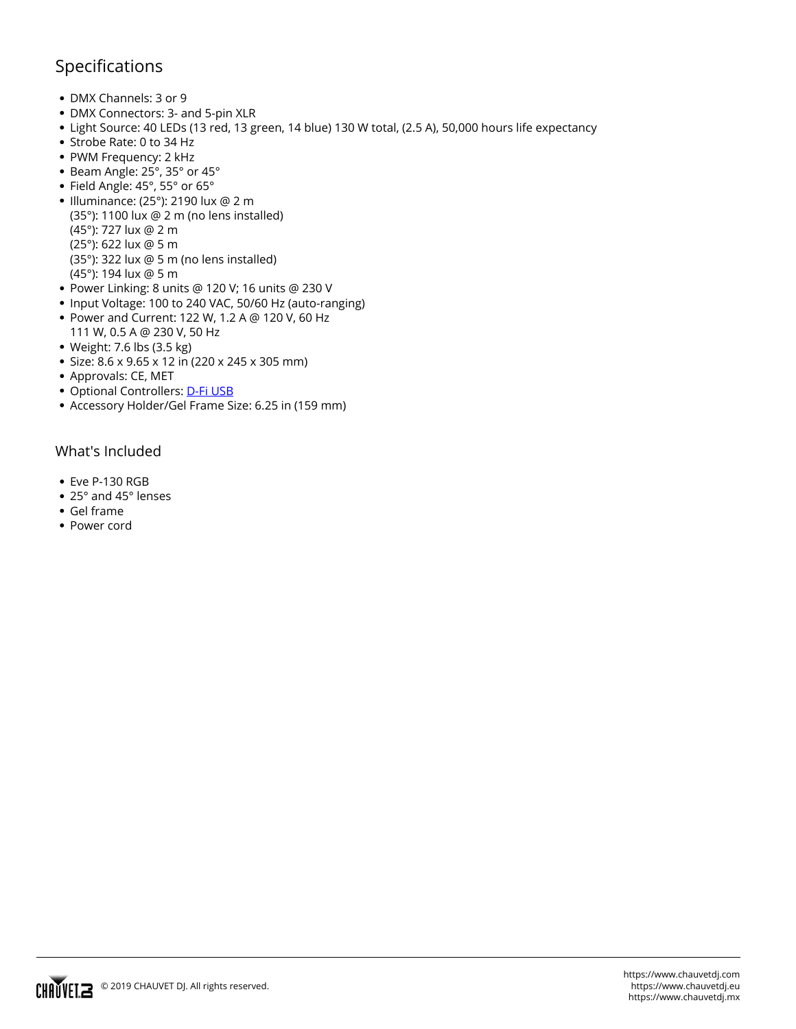## Specifications

- DMX Channels: 3 or 9
- DMX Connectors: 3- and 5-pin XLR
- Light Source: 40 LEDs (13 red, 13 green, 14 blue) 130 W total, (2.5 A), 50,000 hours life expectancy
- Strobe Rate: 0 to 34 Hz
- PWM Frequency: 2 kHz
- Beam Angle: 25°, 35° or 45°
- Field Angle: 45°, 55° or 65°
- Illuminance: (25°): 2190 lux @ 2 m
  (35°): 1100 lux @ 2 m (no lens installed)
  (45°): 727 lux @ 2 m
  (25°): 622 lux @ 5 m
  (35°): 322 lux @ 5 m (no lens installed)
  (45°): 194 lux @ 5 m
- Power Linking: 8 units @ 120 V; 16 units @ 230 V
- Input Voltage: 100 to 240 VAC, 50/60 Hz (auto-ranging)
- Power and Current: 122 W, 1.2 A @ 120 V, 60 Hz
  111 W, 0.5 A @ 230 V, 50 Hz
- Weight: 7.6 lbs (3.5 kg)
- Size: 8.6 x 9.65 x 12 in (220 x 245 x 305 mm)
- Approvals: CE, MET
- Optional Controllers: D-Fi USB
- Accessory Holder/Gel Frame Size: 6.25 in (159 mm)

## What's Included

- Eve P-130 RGB
- 25° and 45° lenses
- Gel frame
- Power cord

© 2019 CHAUVET DJ. All rights reserved.

https://www.chauvetdj.com
https://www.chauvetdj.eu
https://www.chauvetdj.mx